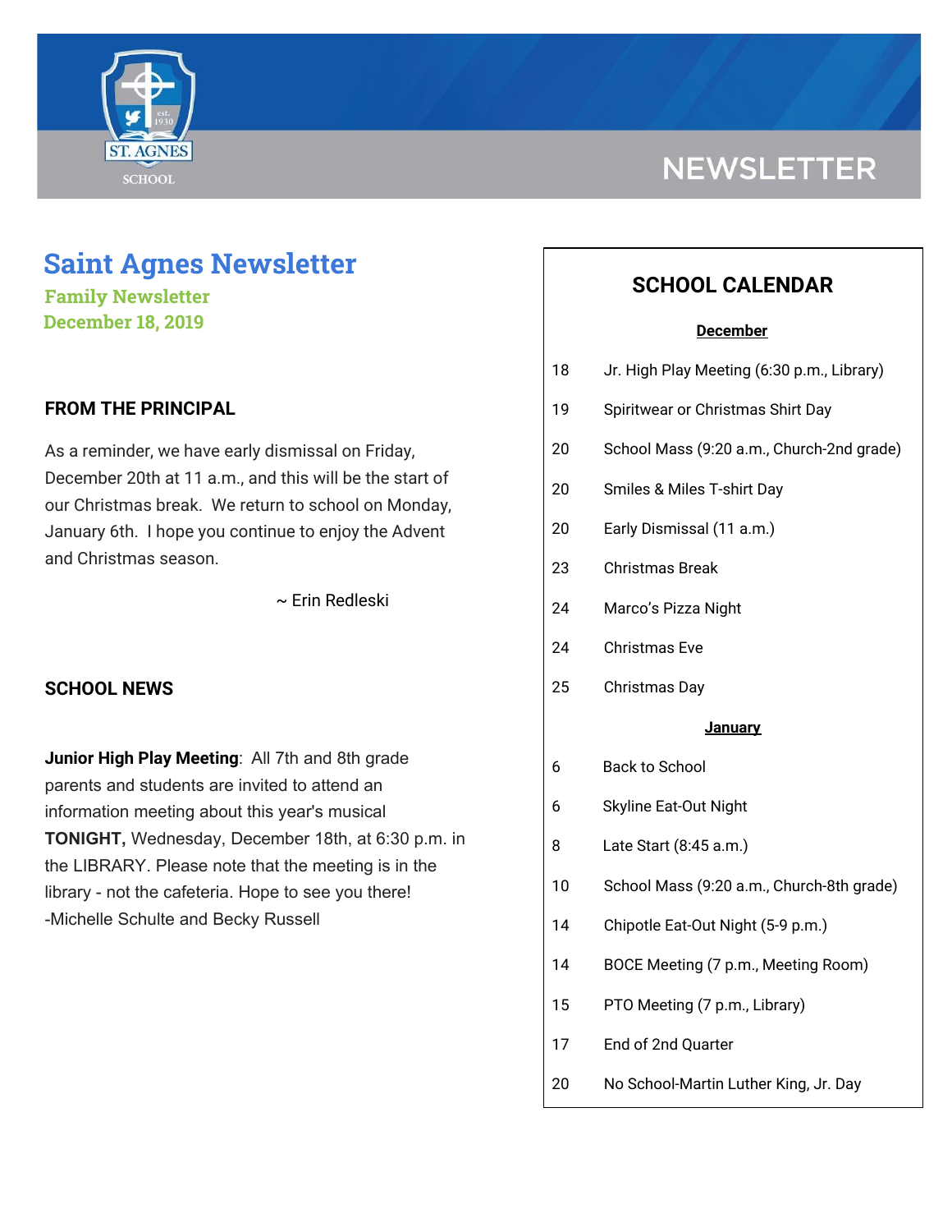# NEWSLETTER

# Saint Agnes Newsletter

**Family Newsletter**
**December 18, 2019**

## FROM THE PRINCIPAL

As a reminder, we have early dismissal on Friday, December 20th at 11 a.m., and this will be the start of our Christmas break. We return to school on Monday, January 6th. I hope you continue to enjoy the Advent and Christmas season.

~ Erin Redleski

## SCHOOL NEWS

**Junior High Play Meeting**: All 7th and 8th grade parents and students are invited to attend an information meeting about this year's musical **TONIGHT,** Wednesday, December 18th, at 6:30 p.m. in the LIBRARY. Please note that the meeting is in the library - not the cafeteria. Hope to see you there!
-Michelle Schulte and Becky Russell

## SCHOOL CALENDAR

**December**

| | |
|---|---|
| 18 | Jr. High Play Meeting (6:30 p.m., Library) |
| 19 | Spiritwear or Christmas Shirt Day |
| 20 | School Mass (9:20 a.m., Church-2nd grade) |
| 20 | Smiles & Miles T-shirt Day |
| 20 | Early Dismissal (11 a.m.) |
| 23 | Christmas Break |
| 24 | Marco's Pizza Night |
| 24 | Christmas Eve |
| 25 | Christmas Day |

**January**

| | |
|---|---|
| 6 | Back to School |
| 6 | Skyline Eat-Out Night |
| 8 | Late Start (8:45 a.m.) |
| 10 | School Mass (9:20 a.m., Church-8th grade) |
| 14 | Chipotle Eat-Out Night (5-9 p.m.) |
| 14 | BOCE Meeting (7 p.m., Meeting Room) |
| 15 | PTO Meeting (7 p.m., Library) |
| 17 | End of 2nd Quarter |
| 20 | No School-Martin Luther King, Jr. Day |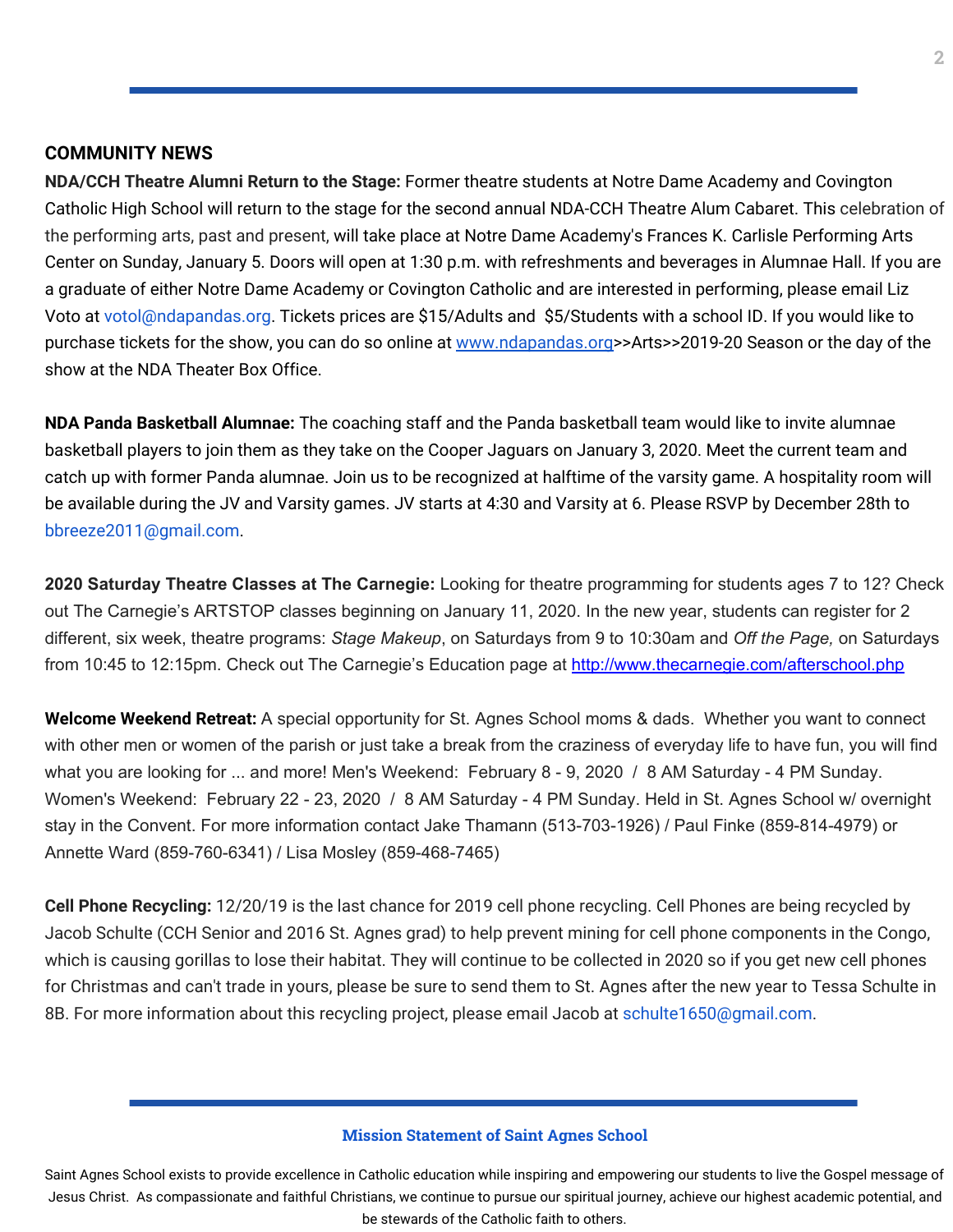## COMMUNITY NEWS

**NDA/CCH Theatre Alumni Return to the Stage:** Former theatre students at Notre Dame Academy and Covington Catholic High School will return to the stage for the second annual NDA-CCH Theatre Alum Cabaret. This celebration of the performing arts, past and present, will take place at Notre Dame Academy's Frances K. Carlisle Performing Arts Center on Sunday, January 5. Doors will open at 1:30 p.m. with refreshments and beverages in Alumnae Hall. If you are a graduate of either Notre Dame Academy or Covington Catholic and are interested in performing, please email Liz Voto at votol@ndapandas.org. Tickets prices are $15/Adults and $5/Students with a school ID. If you would like to purchase tickets for the show, you can do so online at www.ndapandas.org>>Arts>>2019-20 Season or the day of the show at the NDA Theater Box Office.

**NDA Panda Basketball Alumnae:** The coaching staff and the Panda basketball team would like to invite alumnae basketball players to join them as they take on the Cooper Jaguars on January 3, 2020. Meet the current team and catch up with former Panda alumnae. Join us to be recognized at halftime of the varsity game. A hospitality room will be available during the JV and Varsity games. JV starts at 4:30 and Varsity at 6. Please RSVP by December 28th to bbreeze2011@gmail.com.

**2020 Saturday Theatre Classes at The Carnegie:** Looking for theatre programming for students ages 7 to 12? Check out The Carnegie's ARTSTOP classes beginning on January 11, 2020. In the new year, students can register for 2 different, six week, theatre programs: *Stage Makeup*, on Saturdays from 9 to 10:30am and *Off the Page,* on Saturdays from 10:45 to 12:15pm. Check out The Carnegie's Education page at http://www.thecarnegie.com/afterschool.php

**Welcome Weekend Retreat:** A special opportunity for St. Agnes School moms & dads. Whether you want to connect with other men or women of the parish or just take a break from the craziness of everyday life to have fun, you will find what you are looking for ... and more! Men's Weekend: February 8 - 9, 2020 / 8 AM Saturday - 4 PM Sunday. Women's Weekend: February 22 - 23, 2020 / 8 AM Saturday - 4 PM Sunday. Held in St. Agnes School w/ overnight stay in the Convent. For more information contact Jake Thamann (513-703-1926) / Paul Finke (859-814-4979) or Annette Ward (859-760-6341) / Lisa Mosley (859-468-7465)

**Cell Phone Recycling:** 12/20/19 is the last chance for 2019 cell phone recycling. Cell Phones are being recycled by Jacob Schulte (CCH Senior and 2016 St. Agnes grad) to help prevent mining for cell phone components in the Congo, which is causing gorillas to lose their habitat. They will continue to be collected in 2020 so if you get new cell phones for Christmas and can't trade in yours, please be sure to send them to St. Agnes after the new year to Tessa Schulte in 8B. For more information about this recycling project, please email Jacob at schulte1650@gmail.com.

---

**Mission Statement of Saint Agnes School**

Saint Agnes School exists to provide excellence in Catholic education while inspiring and empowering our students to live the Gospel message of Jesus Christ. As compassionate and faithful Christians, we continue to pursue our spiritual journey, achieve our highest academic potential, and be stewards of the Catholic faith to others.